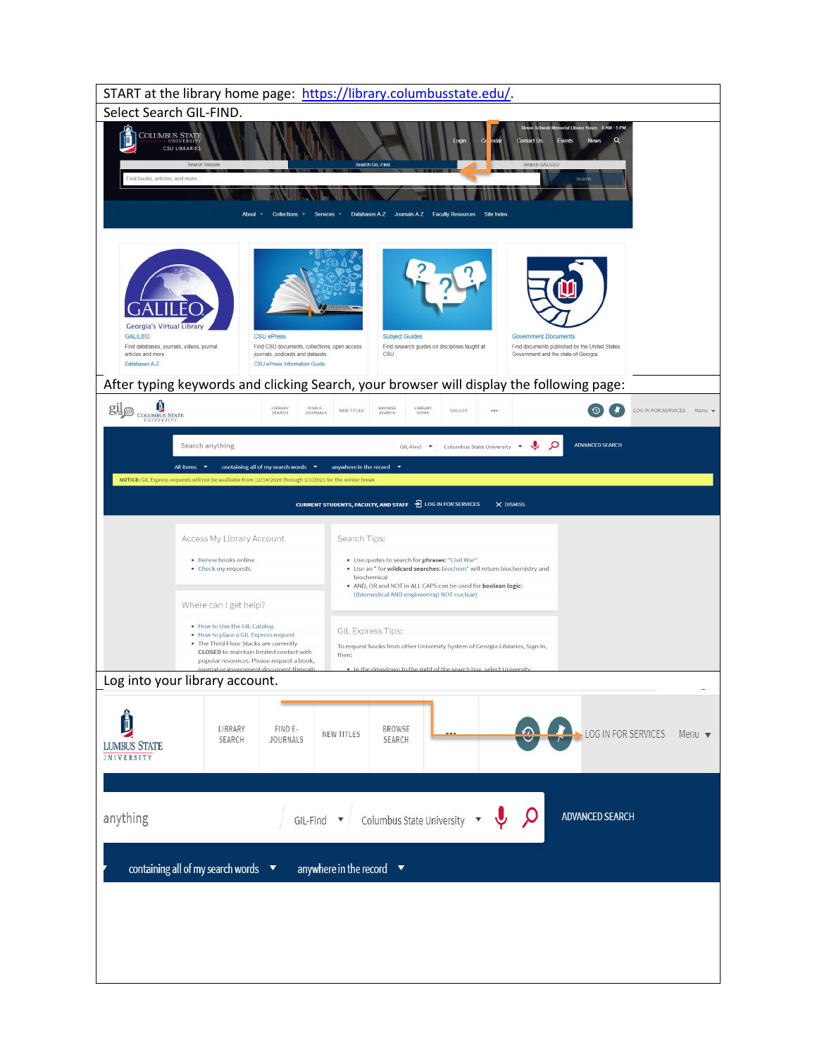START at the library home page: https://library.columbusstate.edu/.

Select Search GIL-FIND.

After typing keywords and clicking Search, your browser will display the following page:

Log into your library account.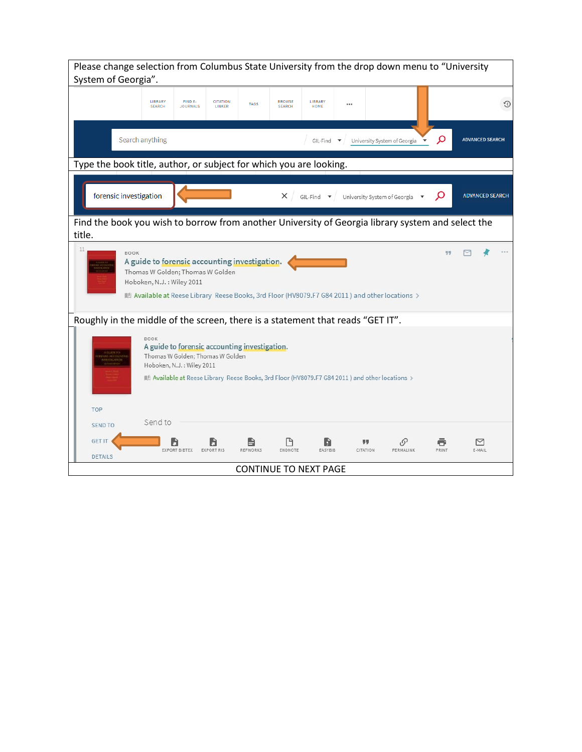Please change selection from Columbus State University from the drop down menu to "University System of Georgia".

LIBRARY SEARCH | FIND E-JOURNALS | CITATION LINKER | TAGS | BROWSE SEARCH | LIBRARY HOME | ...

Search anything | GIL-Find | University System of Georgia | ADVANCED SEARCH

Type the book title, author, or subject for which you are looking.

forensic investigation | GIL-Find | University System of Georgia | ADVANCED SEARCH

Find the book you wish to borrow from another University of Georgia library system and select the title.

11

BOOK

A guide to forensic accounting investigation.

Thomas W Golden; Thomas W Golden

Hoboken, N.J. : Wiley 2011

Available at Reese Library Reese Books, 3rd Floor (HV8079.F7 G84 2011 ) and other locations >

Roughly in the middle of the screen, there is a statement that reads "GET IT".

BOOK

A guide to forensic accounting investigation.

Thomas W Golden; Thomas W Golden

Hoboken, N.J. : Wiley 2011

Available at Reese Library Reese Books, 3rd Floor (HV8079.F7 G84 2011 ) and other locations >

TOP

SEND TO

GET IT

DETAILS

Send to

EXPORT BIBTEX | EXPORT RIS | REFWORKS | ENDNOTE | EASYBIB | CITATION | PERMALINK | PRINT | E-MAIL

CONTINUE TO NEXT PAGE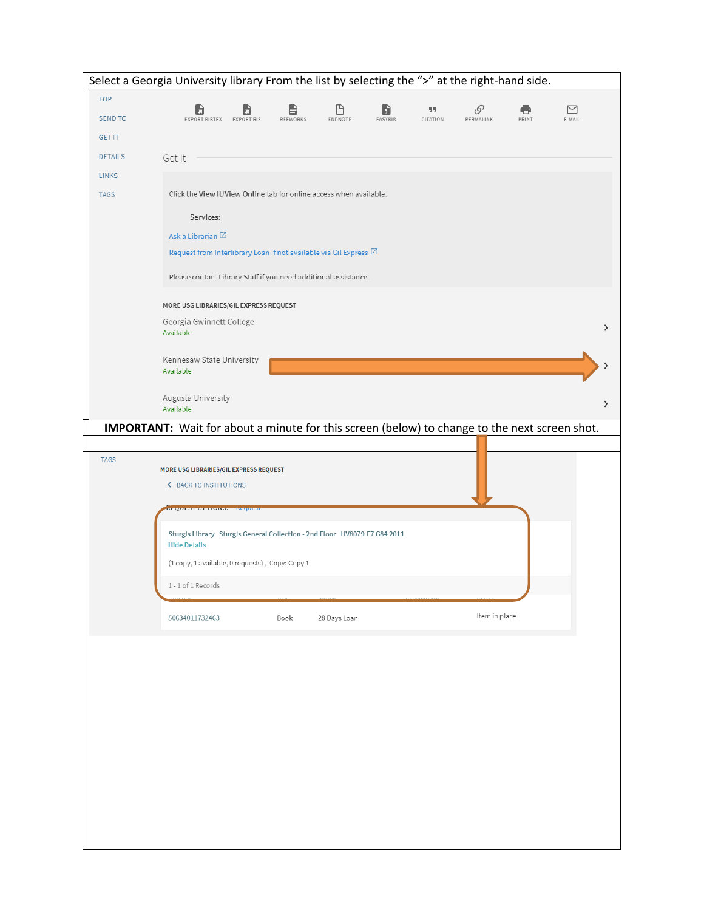Select a Georgia University library From the list by selecting the ">" at the right-hand side.

TOP

SEND TO

GET IT

DETAILS

LINKS

TAGS

EXPORT BIBTEX EXPORT RIS REFWORKS ENDNOTE EASYBIB CITATION PERMALINK PRINT E-MAIL

Get It

Click the **View It/View Online** tab for online access when available.

Services:

Ask a Librarian

Request from Interlibrary Loan if not available via Gil Express

Please contact Library Staff if you need additional assistance.

**MORE USG LIBRARIES/GIL EXPRESS REQUEST**

Georgia Gwinnett College
Available >

Kennesaw State University
Available >

Augusta University
Available >

**IMPORTANT:** Wait for about a minute for this screen (below) to change to the next screen shot.

TAGS

**MORE USG LIBRARIES/GIL EXPRESS REQUEST**

< BACK TO INSTITUTIONS

REQUEST OPTIONS: Request

Sturgis Library Sturgis General Collection - 2nd Floor HV8079.F7 G84 2011

Hide Details

(1 copy, 1 available, 0 requests), Copy: Copy 1

1 - 1 of 1 Records

| BARCODE | TYPE | POLICY | DESCRIPTION | STATUS |
|---|---|---|---|---|
| 50634011732463 | Book | 28 Days Loan | | Item in place |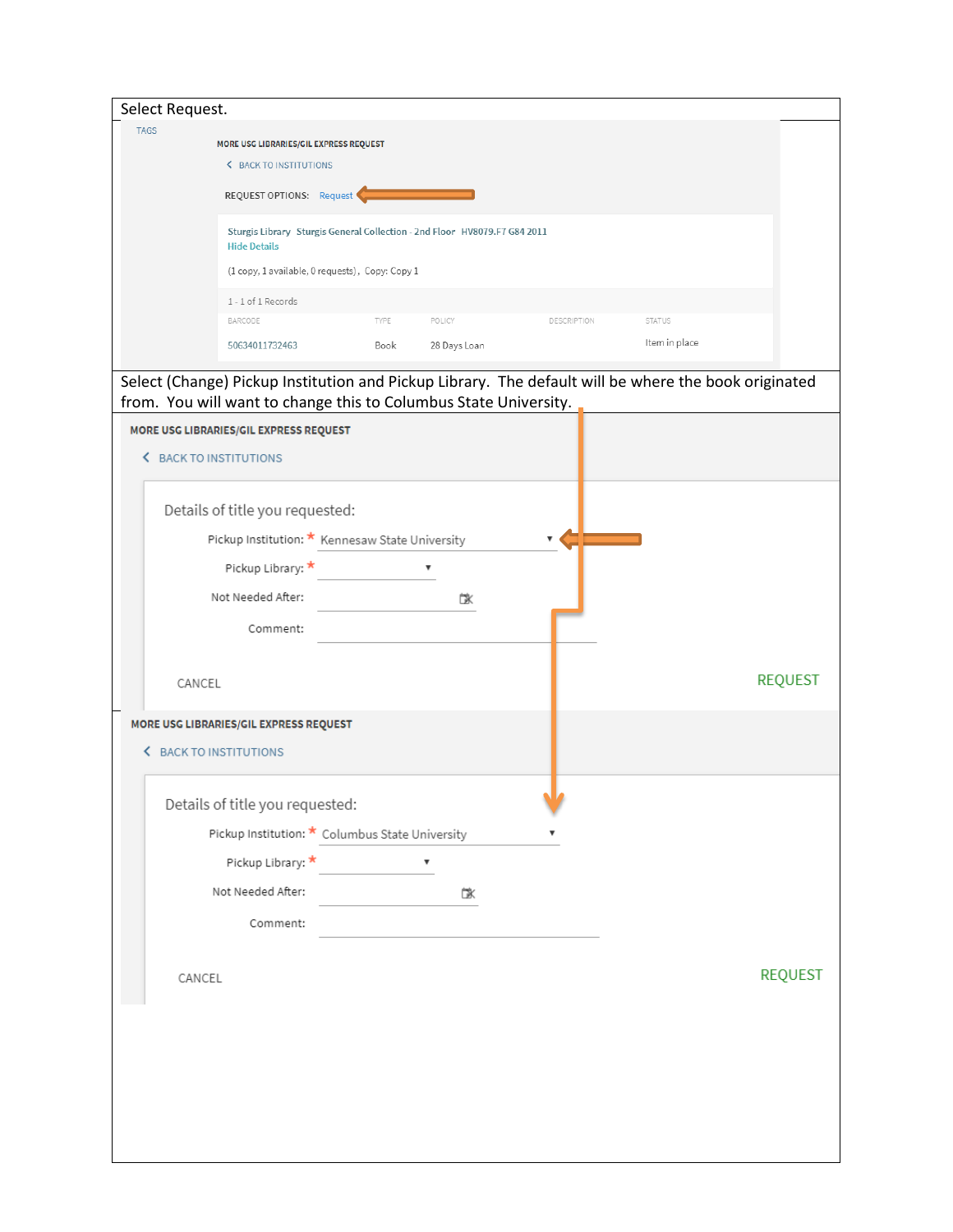Select Request.

TAGS

MORE USG LIBRARIES/GIL EXPRESS REQUEST

‹ BACK TO INSTITUTIONS

REQUEST OPTIONS: Request

Sturgis Library Sturgis General Collection - 2nd Floor HV8079.F7 G84 2011
Hide Details

(1 copy, 1 available, 0 requests), Copy: Copy 1

1 - 1 of 1 Records

| BARCODE | TYPE | POLICY | DESCRIPTION | STATUS |
|---|---|---|---|---|
| 50634011732463 | Book | 28 Days Loan | | Item in place |

Select (Change) Pickup Institution and Pickup Library. The default will be where the book originated from. You will want to change this to Columbus State University.

MORE USG LIBRARIES/GIL EXPRESS REQUEST

‹ BACK TO INSTITUTIONS

Details of title you requested:

Pickup Institution: * Kennesaw State University

Pickup Library: *

Not Needed After:

Comment:

CANCEL REQUEST

MORE USG LIBRARIES/GIL EXPRESS REQUEST

‹ BACK TO INSTITUTIONS

Details of title you requested:

Pickup Institution: * Columbus State University

Pickup Library: *

Not Needed After:

Comment:

CANCEL REQUEST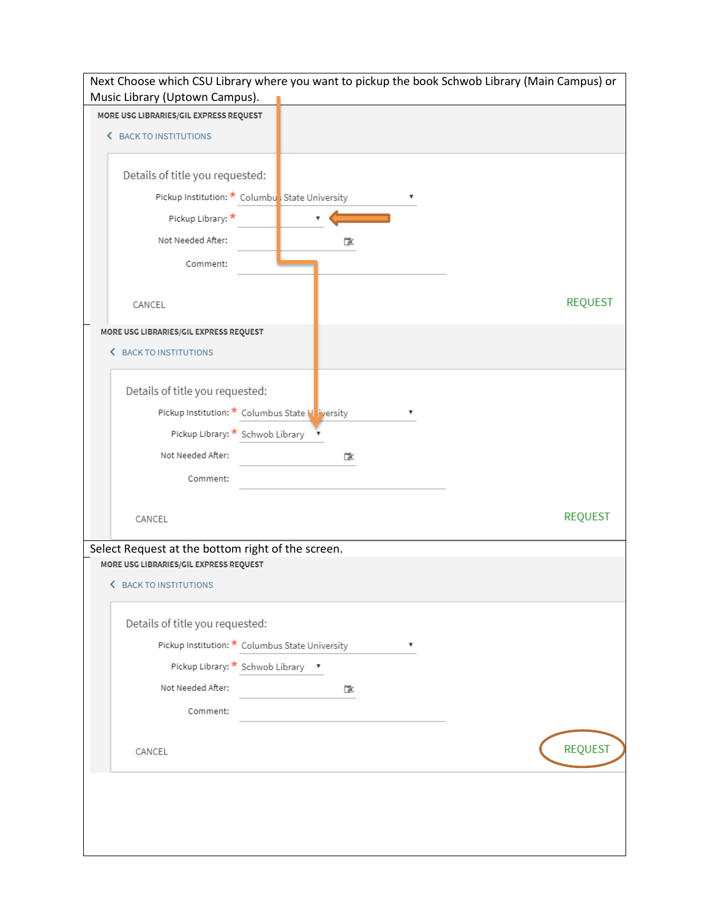Next Choose which CSU Library where you want to pickup the book Schwob Library (Main Campus) or Music Library (Uptown Campus).

MORE USG LIBRARIES/GIL EXPRESS REQUEST

< BACK TO INSTITUTIONS

Details of title you requested:

Pickup Institution: * Columbus State University

Pickup Library: *

Not Needed After:

Comment:

CANCEL

REQUEST

MORE USG LIBRARIES/GIL EXPRESS REQUEST

< BACK TO INSTITUTIONS

Details of title you requested:

Pickup Institution: * Columbus State University

Pickup Library: * Schwob Library

Not Needed After:

Comment:

CANCEL

REQUEST

Select Request at the bottom right of the screen.

MORE USG LIBRARIES/GIL EXPRESS REQUEST

< BACK TO INSTITUTIONS

Details of title you requested:

Pickup Institution: * Columbus State University

Pickup Library: * Schwob Library

Not Needed After:

Comment:

CANCEL

REQUEST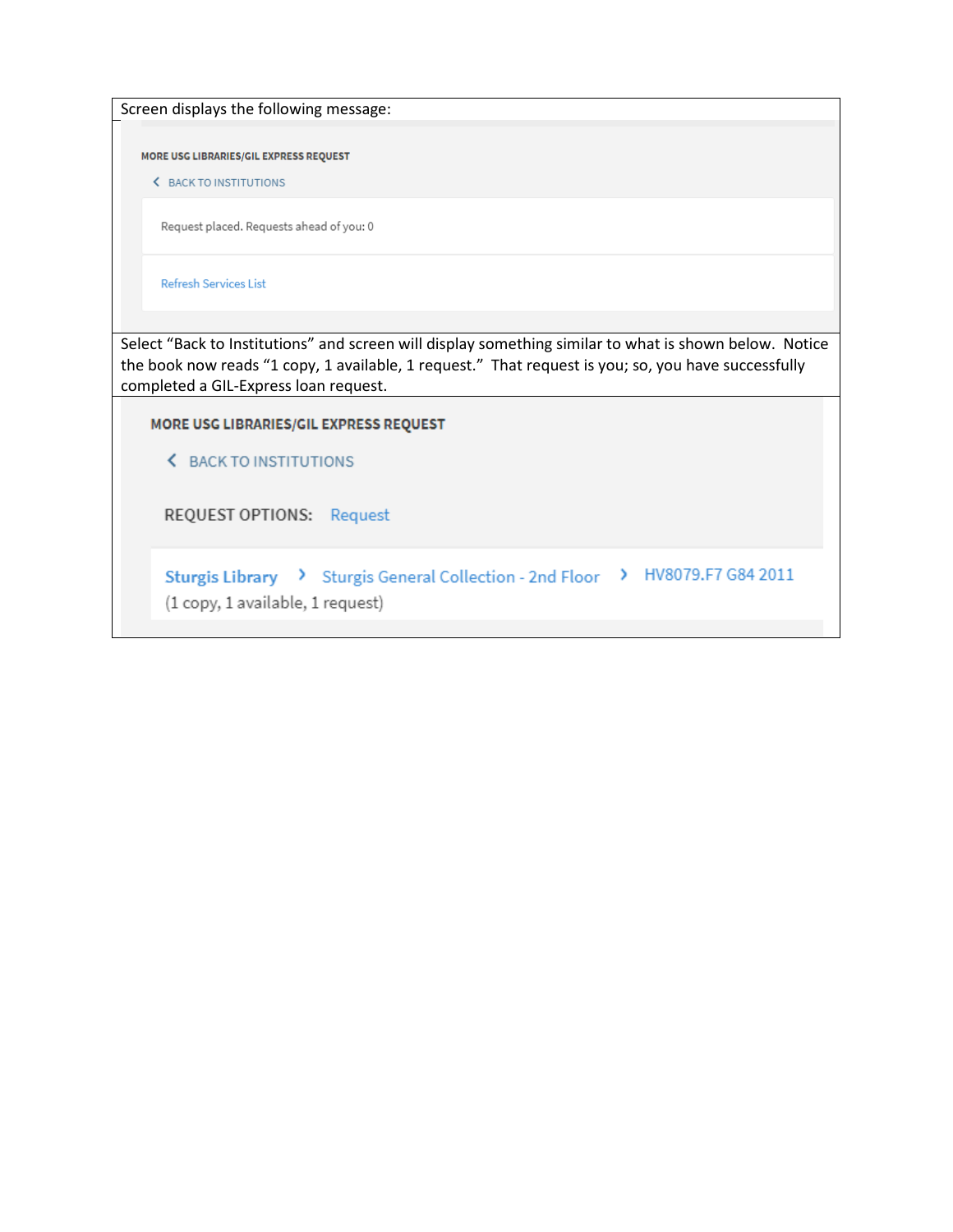Screen displays the following message:

MORE USG LIBRARIES/GIL EXPRESS REQUEST

< BACK TO INSTITUTIONS

Request placed. Requests ahead of you: 0

Refresh Services List

Select "Back to Institutions" and screen will display something similar to what is shown below. Notice the book now reads "1 copy, 1 available, 1 request." That request is you; so, you have successfully completed a GIL-Express loan request.

MORE USG LIBRARIES/GIL EXPRESS REQUEST

< BACK TO INSTITUTIONS

REQUEST OPTIONS: Request

Sturgis Library > Sturgis General Collection - 2nd Floor > HV8079.F7 G84 2011
(1 copy, 1 available, 1 request)